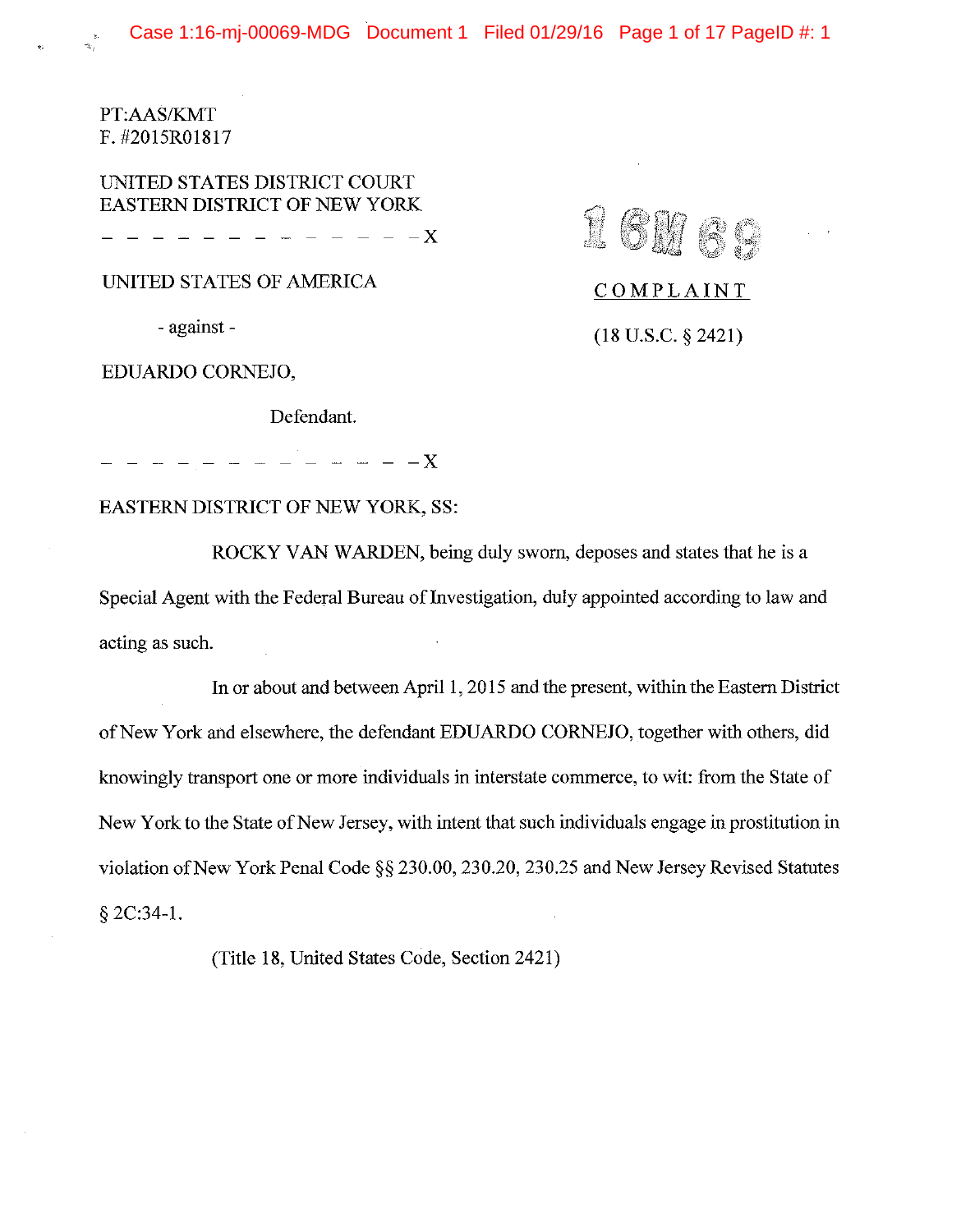PT:AAS/KMT
F. #2015R01817

UNITED STATES DISTRICT COURT
EASTERN DISTRICT OF NEW YORK

\- - - - - - - - - - - - - - X

UNITED STATES OF AMERICA

\- against -

EDUARDO CORNEJO,

Defendant.

\- - - - - - - - - - - - - - X

16M69

COMPLAINT

(18 U.S.C. § 2421)

EASTERN DISTRICT OF NEW YORK, SS:

ROCKY VAN WARDEN, being duly sworn, deposes and states that he is a Special Agent with the Federal Bureau of Investigation, duly appointed according to law and acting as such.

In or about and between April 1, 2015 and the present, within the Eastern District of New York and elsewhere, the defendant EDUARDO CORNEJO, together with others, did knowingly transport one or more individuals in interstate commerce, to wit: from the State of New York to the State of New Jersey, with intent that such individuals engage in prostitution in violation of New York Penal Code §§ 230.00, 230.20, 230.25 and New Jersey Revised Statutes § 2C:34-1.

(Title 18, United States Code, Section 2421)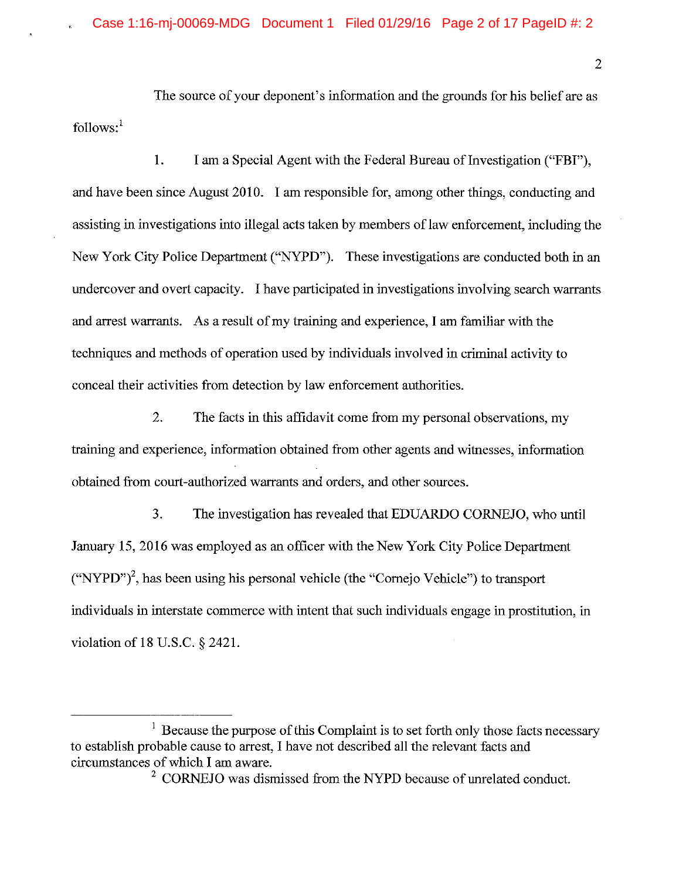The source of your deponent's information and the grounds for his belief are as follows:[1]

1. I am a Special Agent with the Federal Bureau of Investigation ("FBI"), and have been since August 2010. I am responsible for, among other things, conducting and assisting in investigations into illegal acts taken by members of law enforcement, including the New York City Police Department ("NYPD"). These investigations are conducted both in an undercover and overt capacity. I have participated in investigations involving search warrants and arrest warrants. As a result of my training and experience, I am familiar with the techniques and methods of operation used by individuals involved in criminal activity to conceal their activities from detection by law enforcement authorities.

2. The facts in this affidavit come from my personal observations, my training and experience, information obtained from other agents and witnesses, information obtained from court-authorized warrants and orders, and other sources.

3. The investigation has revealed that EDUARDO CORNEJO, who until January 15, 2016 was employed as an officer with the New York City Police Department ("NYPD")[2], has been using his personal vehicle (the "Cornejo Vehicle") to transport individuals in interstate commerce with intent that such individuals engage in prostitution, in violation of 18 U.S.C. § 2421.

---

[1] Because the purpose of this Complaint is to set forth only those facts necessary to establish probable cause to arrest, I have not described all the relevant facts and circumstances of which I am aware.

[2] CORNEJO was dismissed from the NYPD because of unrelated conduct.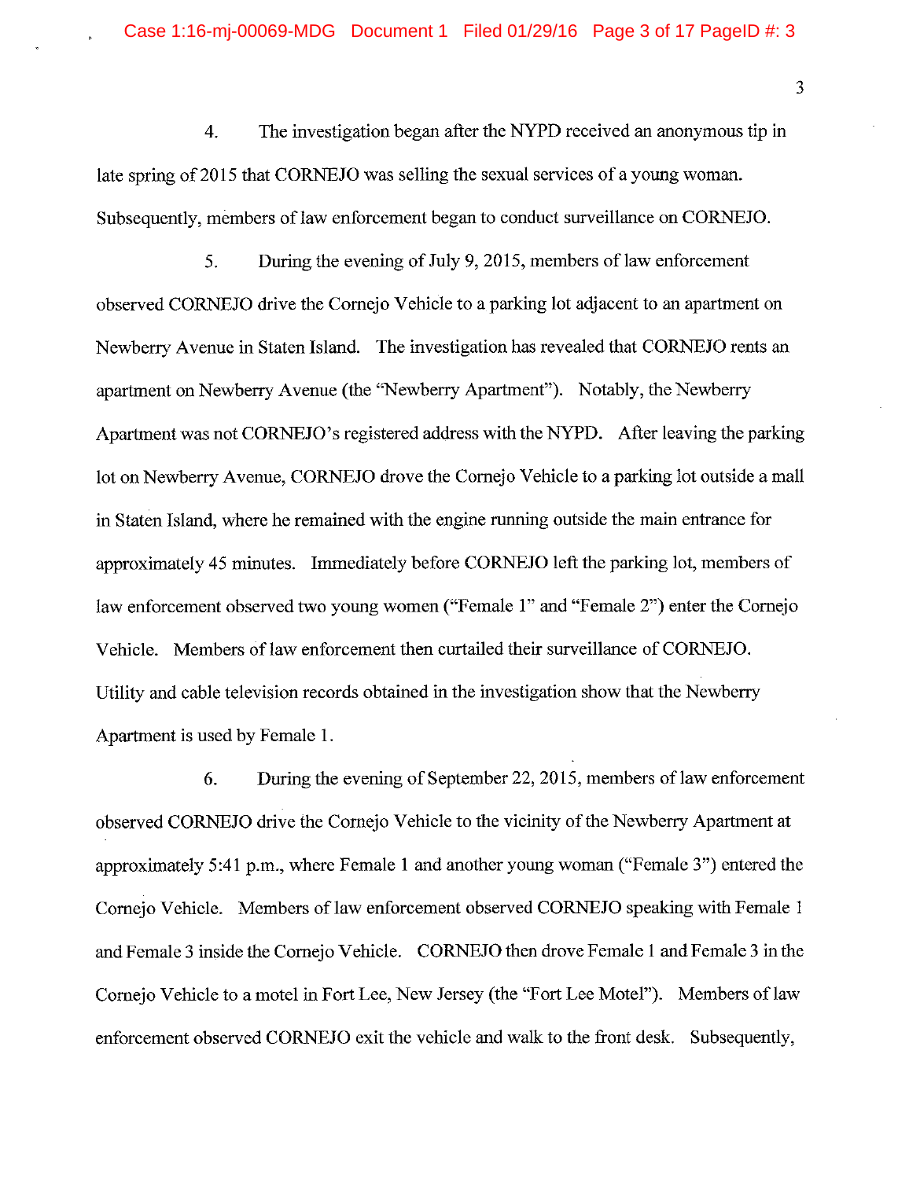4. The investigation began after the NYPD received an anonymous tip in late spring of 2015 that CORNEJO was selling the sexual services of a young woman. Subsequently, members of law enforcement began to conduct surveillance on CORNEJO.

5. During the evening of July 9, 2015, members of law enforcement observed CORNEJO drive the Cornejo Vehicle to a parking lot adjacent to an apartment on Newberry Avenue in Staten Island. The investigation has revealed that CORNEJO rents an apartment on Newberry Avenue (the "Newberry Apartment"). Notably, the Newberry Apartment was not CORNEJO's registered address with the NYPD. After leaving the parking lot on Newberry Avenue, CORNEJO drove the Cornejo Vehicle to a parking lot outside a mall in Staten Island, where he remained with the engine running outside the main entrance for approximately 45 minutes. Immediately before CORNEJO left the parking lot, members of law enforcement observed two young women ("Female 1" and "Female 2") enter the Cornejo Vehicle. Members of law enforcement then curtailed their surveillance of CORNEJO. Utility and cable television records obtained in the investigation show that the Newberry Apartment is used by Female 1.

6. During the evening of September 22, 2015, members of law enforcement observed CORNEJO drive the Cornejo Vehicle to the vicinity of the Newberry Apartment at approximately 5:41 p.m., where Female 1 and another young woman ("Female 3") entered the Cornejo Vehicle. Members of law enforcement observed CORNEJO speaking with Female 1 and Female 3 inside the Cornejo Vehicle. CORNEJO then drove Female 1 and Female 3 in the Cornejo Vehicle to a motel in Fort Lee, New Jersey (the "Fort Lee Motel"). Members of law enforcement observed CORNEJO exit the vehicle and walk to the front desk. Subsequently,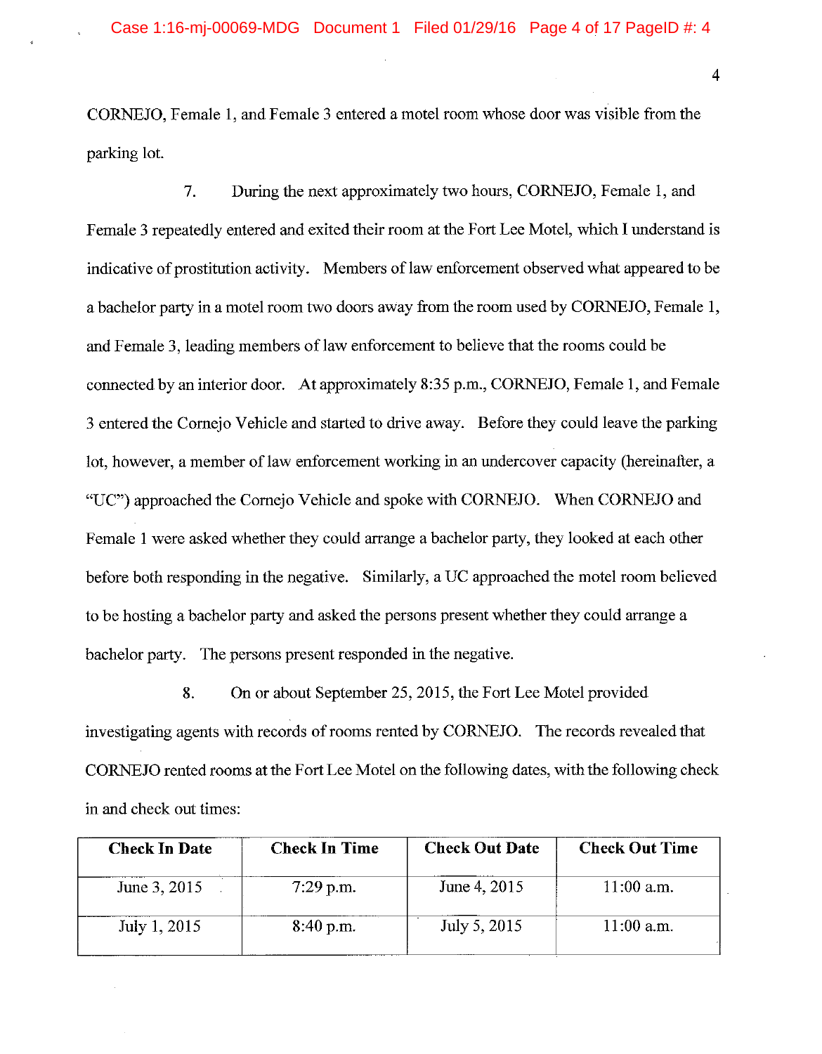CORNEJO, Female 1, and Female 3 entered a motel room whose door was visible from the parking lot.

7. During the next approximately two hours, CORNEJO, Female 1, and Female 3 repeatedly entered and exited their room at the Fort Lee Motel, which I understand is indicative of prostitution activity. Members of law enforcement observed what appeared to be a bachelor party in a motel room two doors away from the room used by CORNEJO, Female 1, and Female 3, leading members of law enforcement to believe that the rooms could be connected by an interior door. At approximately 8:35 p.m., CORNEJO, Female 1, and Female 3 entered the Cornejo Vehicle and started to drive away. Before they could leave the parking lot, however, a member of law enforcement working in an undercover capacity (hereinafter, a "UC") approached the Cornejo Vehicle and spoke with CORNEJO. When CORNEJO and Female 1 were asked whether they could arrange a bachelor party, they looked at each other before both responding in the negative. Similarly, a UC approached the motel room believed to be hosting a bachelor party and asked the persons present whether they could arrange a bachelor party. The persons present responded in the negative.

8. On or about September 25, 2015, the Fort Lee Motel provided investigating agents with records of rooms rented by CORNEJO. The records revealed that CORNEJO rented rooms at the Fort Lee Motel on the following dates, with the following check in and check out times:

| Check In Date | Check In Time | Check Out Date | Check Out Time |
|---|---|---|---|
| June 3, 2015 | 7:29 p.m. | June 4, 2015 | 11:00 a.m. |
| July 1, 2015 | 8:40 p.m. | July 5, 2015 | 11:00 a.m. |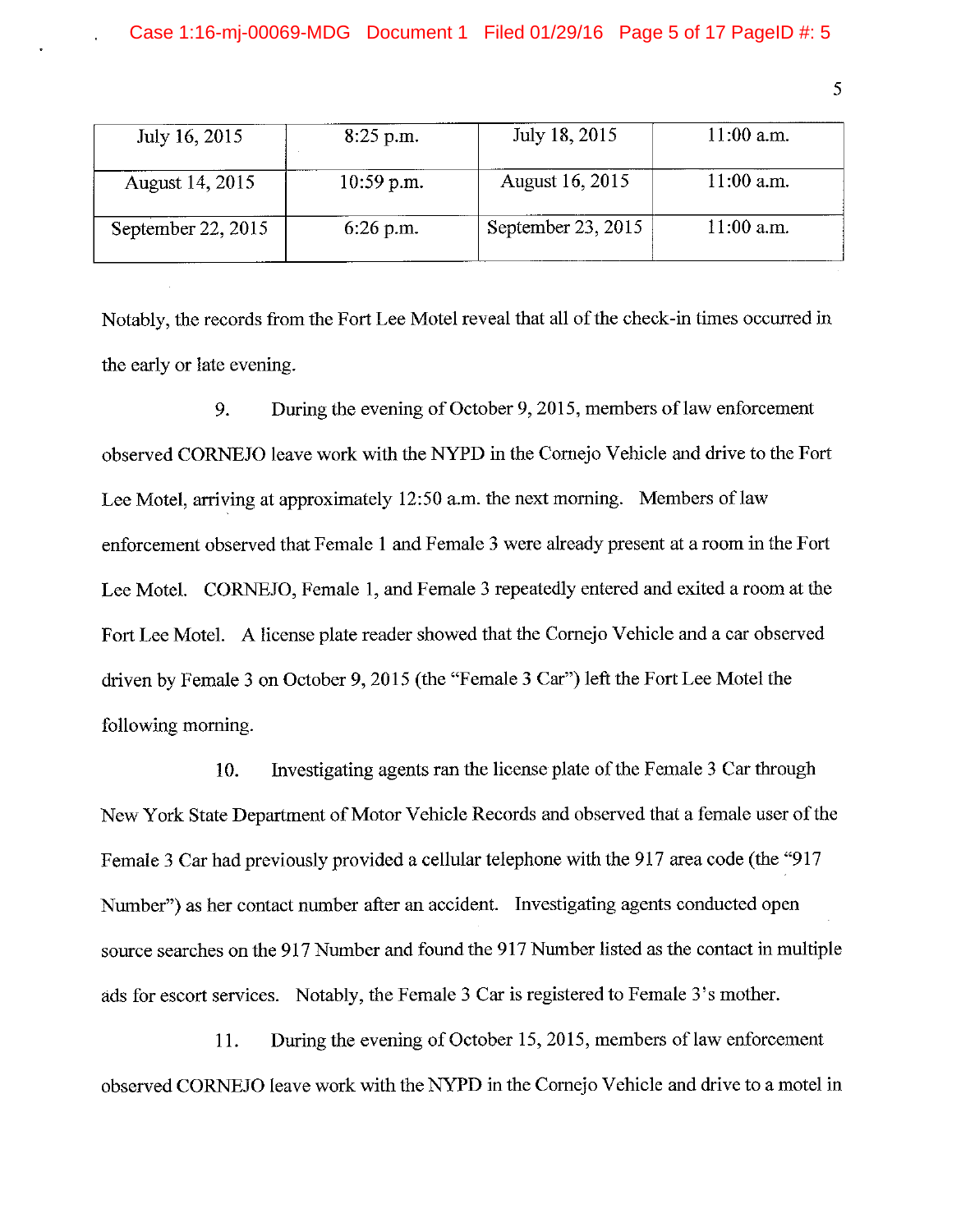| July 16, 2015 | 8:25 p.m. | July 18, 2015 | 11:00 a.m. |
|---|---|---|---|
| August 14, 2015 | 10:59 p.m. | August 16, 2015 | 11:00 a.m. |
| September 22, 2015 | 6:26 p.m. | September 23, 2015 | 11:00 a.m. |

Notably, the records from the Fort Lee Motel reveal that all of the check-in times occurred in the early or late evening.

9. During the evening of October 9, 2015, members of law enforcement observed CORNEJO leave work with the NYPD in the Cornejo Vehicle and drive to the Fort Lee Motel, arriving at approximately 12:50 a.m. the next morning. Members of law enforcement observed that Female 1 and Female 3 were already present at a room in the Fort Lee Motel. CORNEJO, Female 1, and Female 3 repeatedly entered and exited a room at the Fort Lee Motel. A license plate reader showed that the Cornejo Vehicle and a car observed driven by Female 3 on October 9, 2015 (the "Female 3 Car") left the Fort Lee Motel the following morning.

10. Investigating agents ran the license plate of the Female 3 Car through New York State Department of Motor Vehicle Records and observed that a female user of the Female 3 Car had previously provided a cellular telephone with the 917 area code (the "917 Number") as her contact number after an accident. Investigating agents conducted open source searches on the 917 Number and found the 917 Number listed as the contact in multiple ads for escort services. Notably, the Female 3 Car is registered to Female 3's mother.

11. During the evening of October 15, 2015, members of law enforcement observed CORNEJO leave work with the NYPD in the Cornejo Vehicle and drive to a motel in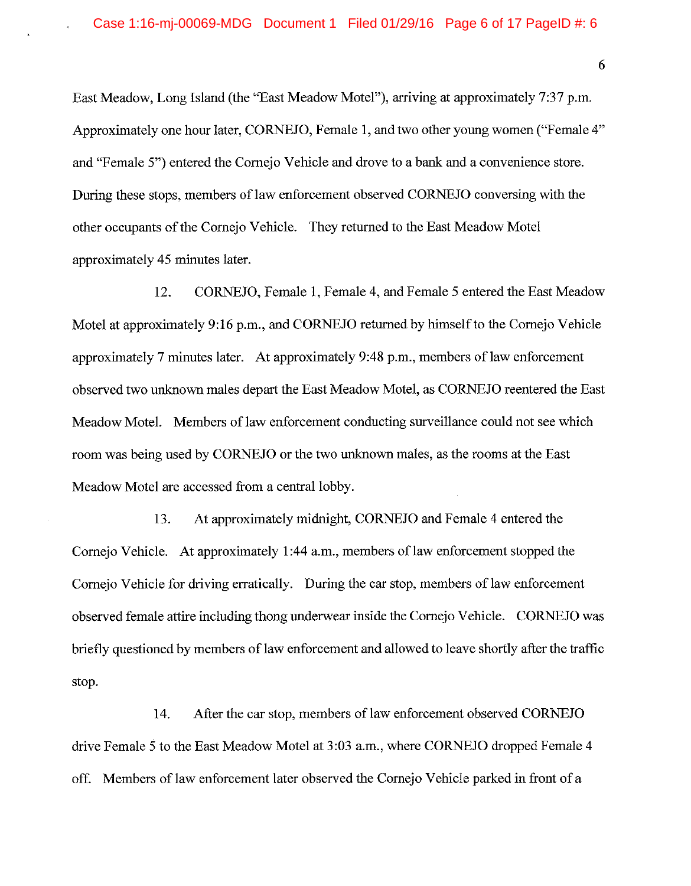East Meadow, Long Island (the "East Meadow Motel"), arriving at approximately 7:37 p.m. Approximately one hour later, CORNEJO, Female 1, and two other young women ("Female 4" and "Female 5") entered the Cornejo Vehicle and drove to a bank and a convenience store. During these stops, members of law enforcement observed CORNEJO conversing with the other occupants of the Cornejo Vehicle. They returned to the East Meadow Motel approximately 45 minutes later.

12. CORNEJO, Female 1, Female 4, and Female 5 entered the East Meadow Motel at approximately 9:16 p.m., and CORNEJO returned by himself to the Cornejo Vehicle approximately 7 minutes later. At approximately 9:48 p.m., members of law enforcement observed two unknown males depart the East Meadow Motel, as CORNEJO reentered the East Meadow Motel. Members of law enforcement conducting surveillance could not see which room was being used by CORNEJO or the two unknown males, as the rooms at the East Meadow Motel are accessed from a central lobby.

13. At approximately midnight, CORNEJO and Female 4 entered the Cornejo Vehicle. At approximately 1:44 a.m., members of law enforcement stopped the Cornejo Vehicle for driving erratically. During the car stop, members of law enforcement observed female attire including thong underwear inside the Cornejo Vehicle. CORNEJO was briefly questioned by members of law enforcement and allowed to leave shortly after the traffic stop.

14. After the car stop, members of law enforcement observed CORNEJO drive Female 5 to the East Meadow Motel at 3:03 a.m., where CORNEJO dropped Female 4 off. Members of law enforcement later observed the Cornejo Vehicle parked in front of a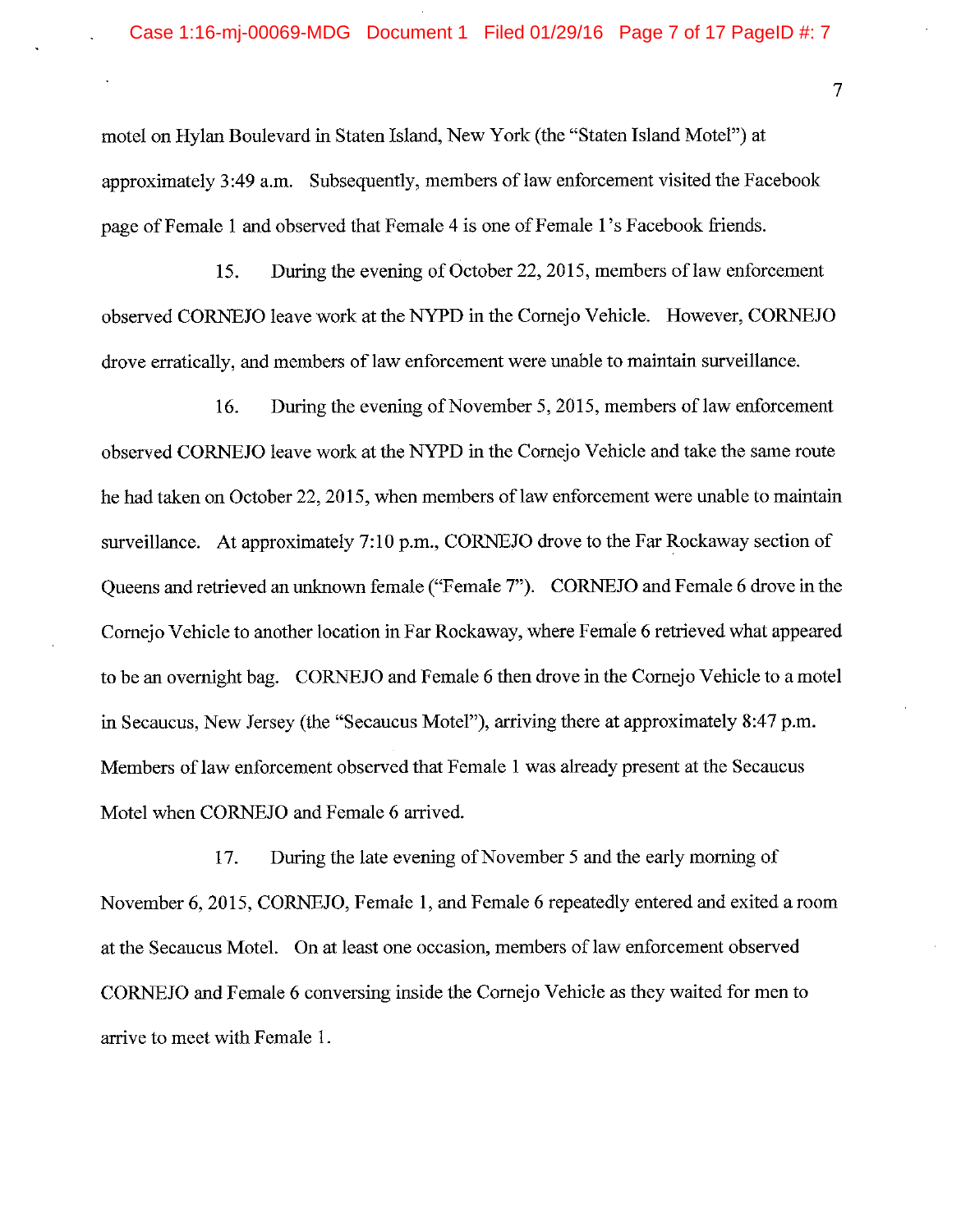motel on Hylan Boulevard in Staten Island, New York (the "Staten Island Motel") at approximately 3:49 a.m. Subsequently, members of law enforcement visited the Facebook page of Female 1 and observed that Female 4 is one of Female 1's Facebook friends.

15. During the evening of October 22, 2015, members of law enforcement observed CORNEJO leave work at the NYPD in the Cornejo Vehicle. However, CORNEJO drove erratically, and members of law enforcement were unable to maintain surveillance.

16. During the evening of November 5, 2015, members of law enforcement observed CORNEJO leave work at the NYPD in the Cornejo Vehicle and take the same route he had taken on October 22, 2015, when members of law enforcement were unable to maintain surveillance. At approximately 7:10 p.m., CORNEJO drove to the Far Rockaway section of Queens and retrieved an unknown female ("Female 7"). CORNEJO and Female 6 drove in the Cornejo Vehicle to another location in Far Rockaway, where Female 6 retrieved what appeared to be an overnight bag. CORNEJO and Female 6 then drove in the Cornejo Vehicle to a motel in Secaucus, New Jersey (the "Secaucus Motel"), arriving there at approximately 8:47 p.m. Members of law enforcement observed that Female 1 was already present at the Secaucus Motel when CORNEJO and Female 6 arrived.

17. During the late evening of November 5 and the early morning of November 6, 2015, CORNEJO, Female 1, and Female 6 repeatedly entered and exited a room at the Secaucus Motel. On at least one occasion, members of law enforcement observed CORNEJO and Female 6 conversing inside the Cornejo Vehicle as they waited for men to arrive to meet with Female 1.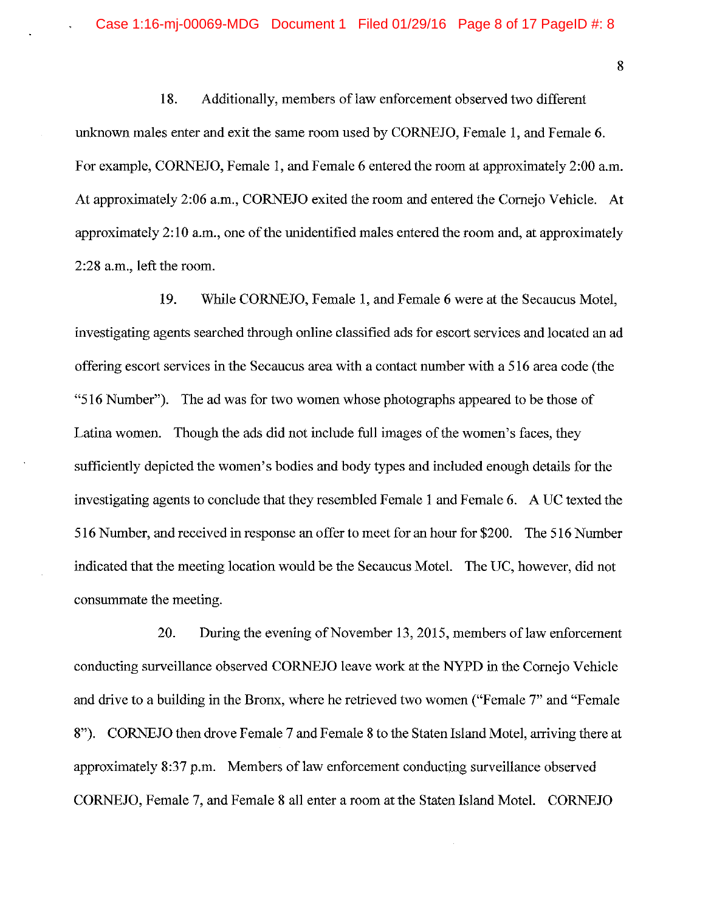18. Additionally, members of law enforcement observed two different unknown males enter and exit the same room used by CORNEJO, Female 1, and Female 6. For example, CORNEJO, Female 1, and Female 6 entered the room at approximately 2:00 a.m. At approximately 2:06 a.m., CORNEJO exited the room and entered the Cornejo Vehicle. At approximately 2:10 a.m., one of the unidentified males entered the room and, at approximately 2:28 a.m., left the room.

19. While CORNEJO, Female 1, and Female 6 were at the Secaucus Motel, investigating agents searched through online classified ads for escort services and located an ad offering escort services in the Secaucus area with a contact number with a 516 area code (the "516 Number"). The ad was for two women whose photographs appeared to be those of Latina women. Though the ads did not include full images of the women's faces, they sufficiently depicted the women's bodies and body types and included enough details for the investigating agents to conclude that they resembled Female 1 and Female 6. A UC texted the 516 Number, and received in response an offer to meet for an hour for $200. The 516 Number indicated that the meeting location would be the Secaucus Motel. The UC, however, did not consummate the meeting.

20. During the evening of November 13, 2015, members of law enforcement conducting surveillance observed CORNEJO leave work at the NYPD in the Cornejo Vehicle and drive to a building in the Bronx, where he retrieved two women ("Female 7" and "Female 8"). CORNEJO then drove Female 7 and Female 8 to the Staten Island Motel, arriving there at approximately 8:37 p.m. Members of law enforcement conducting surveillance observed CORNEJO, Female 7, and Female 8 all enter a room at the Staten Island Motel. CORNEJO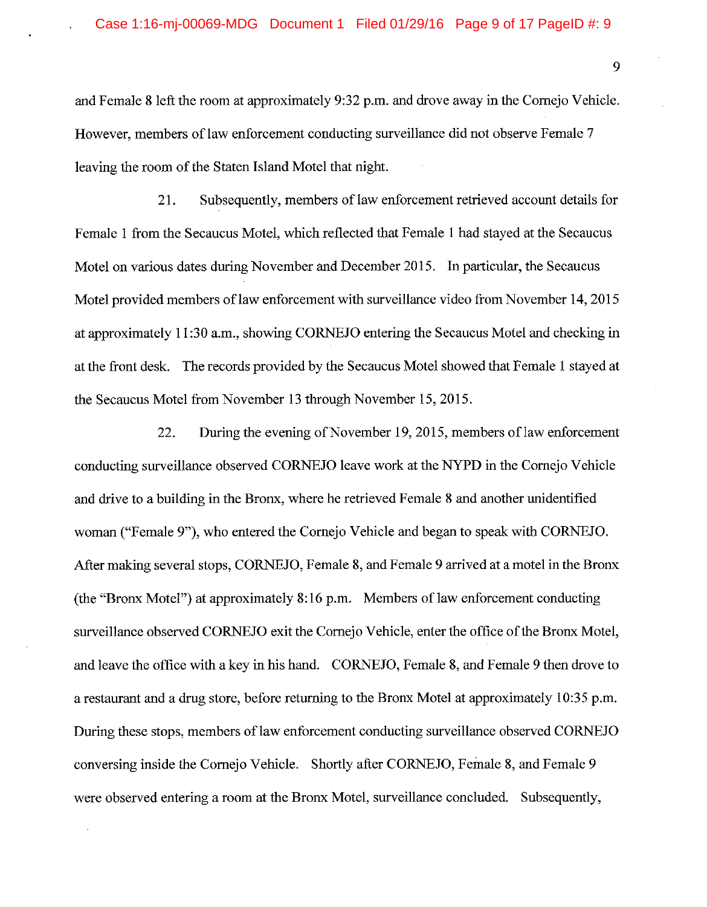and Female 8 left the room at approximately 9:32 p.m. and drove away in the Cornejo Vehicle. However, members of law enforcement conducting surveillance did not observe Female 7 leaving the room of the Staten Island Motel that night.

21. Subsequently, members of law enforcement retrieved account details for Female 1 from the Secaucus Motel, which reflected that Female 1 had stayed at the Secaucus Motel on various dates during November and December 2015. In particular, the Secaucus Motel provided members of law enforcement with surveillance video from November 14, 2015 at approximately 11:30 a.m., showing CORNEJO entering the Secaucus Motel and checking in at the front desk. The records provided by the Secaucus Motel showed that Female 1 stayed at the Secaucus Motel from November 13 through November 15, 2015.

22. During the evening of November 19, 2015, members of law enforcement conducting surveillance observed CORNEJO leave work at the NYPD in the Cornejo Vehicle and drive to a building in the Bronx, where he retrieved Female 8 and another unidentified woman ("Female 9"), who entered the Cornejo Vehicle and began to speak with CORNEJO. After making several stops, CORNEJO, Female 8, and Female 9 arrived at a motel in the Bronx (the "Bronx Motel") at approximately 8:16 p.m. Members of law enforcement conducting surveillance observed CORNEJO exit the Cornejo Vehicle, enter the office of the Bronx Motel, and leave the office with a key in his hand. CORNEJO, Female 8, and Female 9 then drove to a restaurant and a drug store, before returning to the Bronx Motel at approximately 10:35 p.m. During these stops, members of law enforcement conducting surveillance observed CORNEJO conversing inside the Cornejo Vehicle. Shortly after CORNEJO, Female 8, and Female 9 were observed entering a room at the Bronx Motel, surveillance concluded. Subsequently,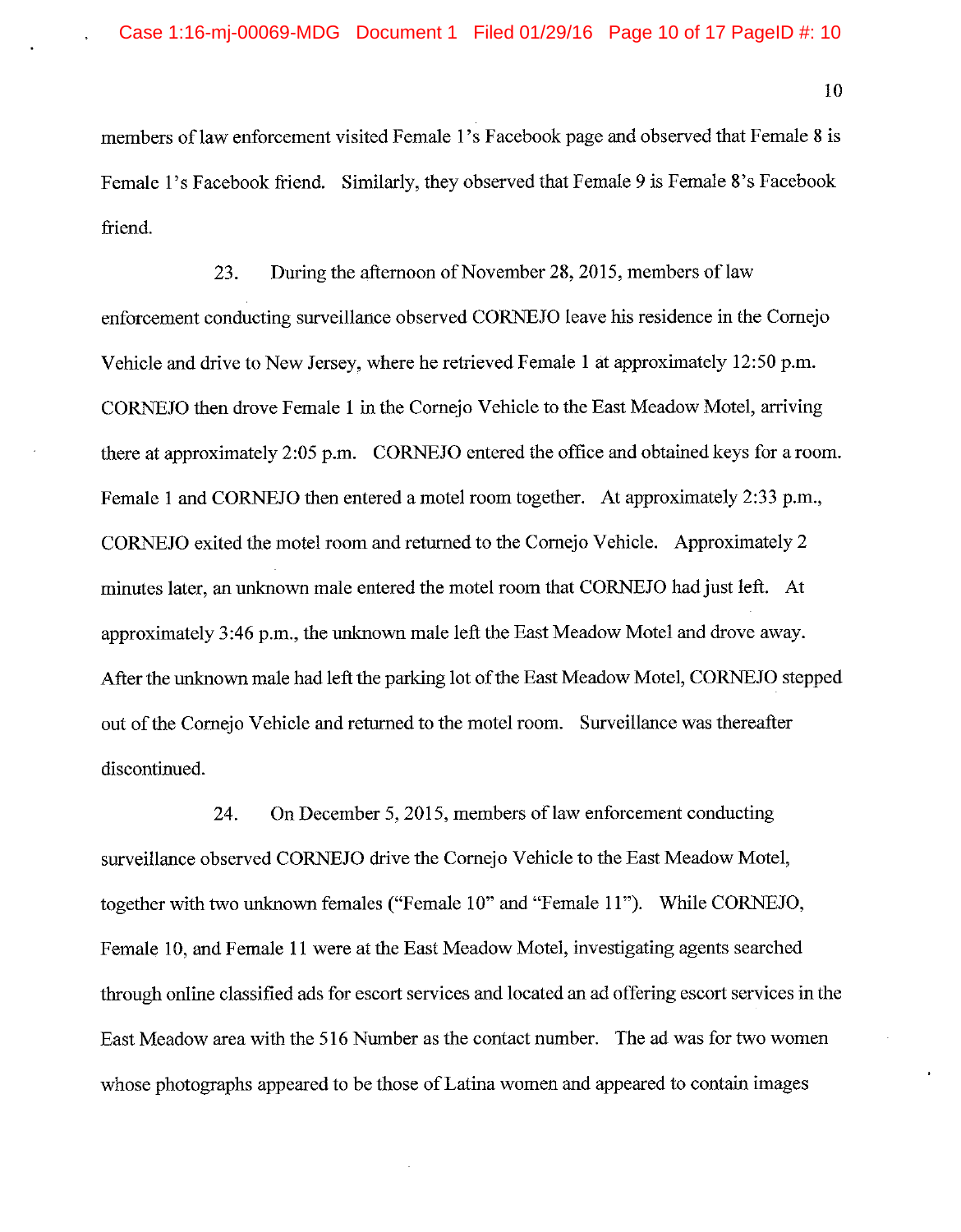members of law enforcement visited Female 1's Facebook page and observed that Female 8 is Female 1's Facebook friend. Similarly, they observed that Female 9 is Female 8's Facebook friend.

23. During the afternoon of November 28, 2015, members of law enforcement conducting surveillance observed CORNEJO leave his residence in the Cornejo Vehicle and drive to New Jersey, where he retrieved Female 1 at approximately 12:50 p.m. CORNEJO then drove Female 1 in the Cornejo Vehicle to the East Meadow Motel, arriving there at approximately 2:05 p.m. CORNEJO entered the office and obtained keys for a room. Female 1 and CORNEJO then entered a motel room together. At approximately 2:33 p.m., CORNEJO exited the motel room and returned to the Cornejo Vehicle. Approximately 2 minutes later, an unknown male entered the motel room that CORNEJO had just left. At approximately 3:46 p.m., the unknown male left the East Meadow Motel and drove away. After the unknown male had left the parking lot of the East Meadow Motel, CORNEJO stepped out of the Cornejo Vehicle and returned to the motel room. Surveillance was thereafter discontinued.

24. On December 5, 2015, members of law enforcement conducting surveillance observed CORNEJO drive the Cornejo Vehicle to the East Meadow Motel, together with two unknown females ("Female 10" and "Female 11"). While CORNEJO, Female 10, and Female 11 were at the East Meadow Motel, investigating agents searched through online classified ads for escort services and located an ad offering escort services in the East Meadow area with the 516 Number as the contact number. The ad was for two women whose photographs appeared to be those of Latina women and appeared to contain images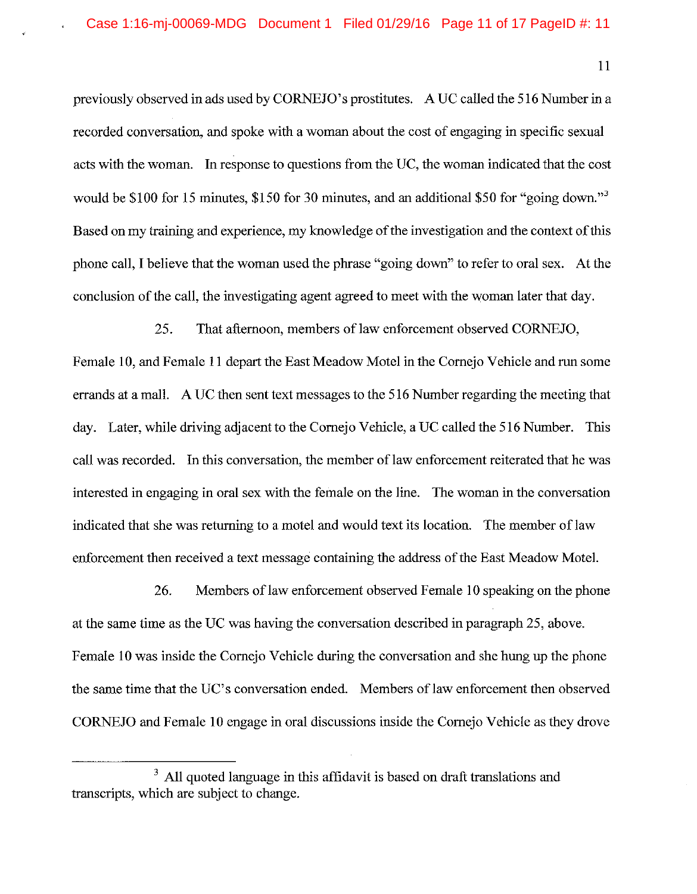previously observed in ads used by CORNEJO's prostitutes. A UC called the 516 Number in a recorded conversation, and spoke with a woman about the cost of engaging in specific sexual acts with the woman. In response to questions from the UC, the woman indicated that the cost would be $100 for 15 minutes, $150 for 30 minutes, and an additional $50 for "going down."[3] Based on my training and experience, my knowledge of the investigation and the context of this phone call, I believe that the woman used the phrase "going down" to refer to oral sex. At the conclusion of the call, the investigating agent agreed to meet with the woman later that day.

25. That afternoon, members of law enforcement observed CORNEJO, Female 10, and Female 11 depart the East Meadow Motel in the Cornejo Vehicle and run some errands at a mall. A UC then sent text messages to the 516 Number regarding the meeting that day. Later, while driving adjacent to the Cornejo Vehicle, a UC called the 516 Number. This call was recorded. In this conversation, the member of law enforcement reiterated that he was interested in engaging in oral sex with the female on the line. The woman in the conversation indicated that she was returning to a motel and would text its location. The member of law enforcement then received a text message containing the address of the East Meadow Motel.

26. Members of law enforcement observed Female 10 speaking on the phone at the same time as the UC was having the conversation described in paragraph 25, above. Female 10 was inside the Cornejo Vehicle during the conversation and she hung up the phone the same time that the UC's conversation ended. Members of law enforcement then observed CORNEJO and Female 10 engage in oral discussions inside the Cornejo Vehicle as they drove

[3] All quoted language in this affidavit is based on draft translations and transcripts, which are subject to change.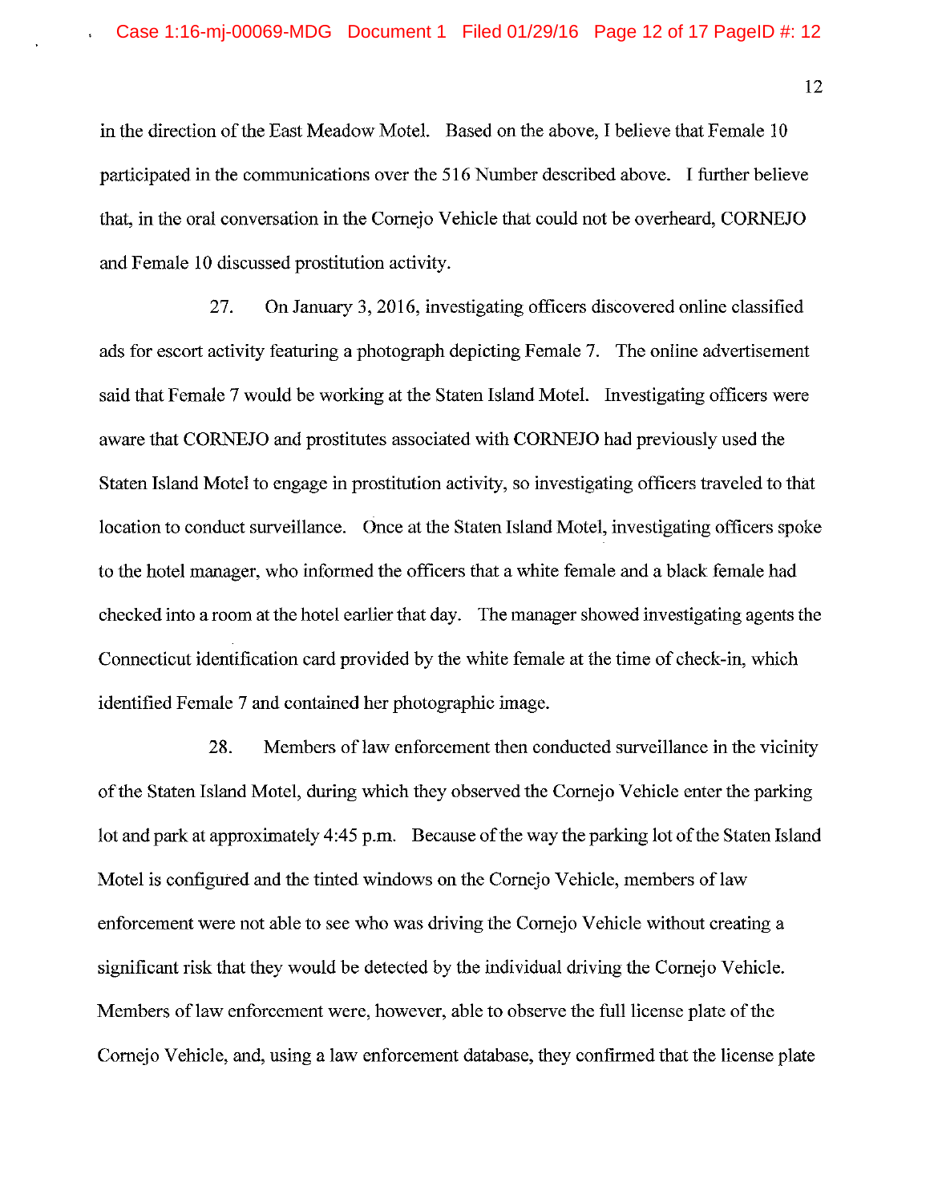in the direction of the East Meadow Motel. Based on the above, I believe that Female 10 participated in the communications over the 516 Number described above. I further believe that, in the oral conversation in the Cornejo Vehicle that could not be overheard, CORNEJO and Female 10 discussed prostitution activity.

27. On January 3, 2016, investigating officers discovered online classified ads for escort activity featuring a photograph depicting Female 7. The online advertisement said that Female 7 would be working at the Staten Island Motel. Investigating officers were aware that CORNEJO and prostitutes associated with CORNEJO had previously used the Staten Island Motel to engage in prostitution activity, so investigating officers traveled to that location to conduct surveillance. Once at the Staten Island Motel, investigating officers spoke to the hotel manager, who informed the officers that a white female and a black female had checked into a room at the hotel earlier that day. The manager showed investigating agents the Connecticut identification card provided by the white female at the time of check-in, which identified Female 7 and contained her photographic image.

28. Members of law enforcement then conducted surveillance in the vicinity of the Staten Island Motel, during which they observed the Cornejo Vehicle enter the parking lot and park at approximately 4:45 p.m. Because of the way the parking lot of the Staten Island Motel is configured and the tinted windows on the Cornejo Vehicle, members of law enforcement were not able to see who was driving the Cornejo Vehicle without creating a significant risk that they would be detected by the individual driving the Cornejo Vehicle. Members of law enforcement were, however, able to observe the full license plate of the Cornejo Vehicle, and, using a law enforcement database, they confirmed that the license plate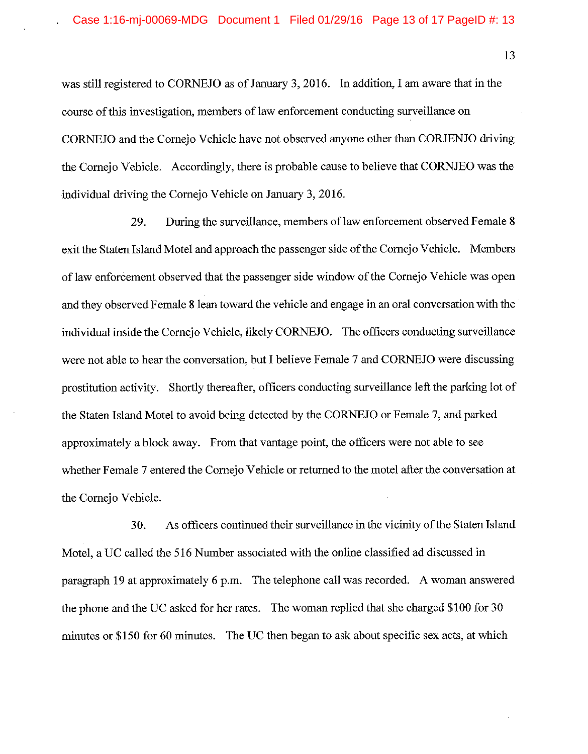was still registered to CORNEJO as of January 3, 2016. In addition, I am aware that in the course of this investigation, members of law enforcement conducting surveillance on CORNEJO and the Cornejo Vehicle have not observed anyone other than CORJENJO driving the Cornejo Vehicle. Accordingly, there is probable cause to believe that CORNJEO was the individual driving the Cornejo Vehicle on January 3, 2016.

29. During the surveillance, members of law enforcement observed Female 8 exit the Staten Island Motel and approach the passenger side of the Cornejo Vehicle. Members of law enforcement observed that the passenger side window of the Cornejo Vehicle was open and they observed Female 8 lean toward the vehicle and engage in an oral conversation with the individual inside the Cornejo Vehicle, likely CORNEJO. The officers conducting surveillance were not able to hear the conversation, but I believe Female 7 and CORNEJO were discussing prostitution activity. Shortly thereafter, officers conducting surveillance left the parking lot of the Staten Island Motel to avoid being detected by the CORNEJO or Female 7, and parked approximately a block away. From that vantage point, the officers were not able to see whether Female 7 entered the Cornejo Vehicle or returned to the motel after the conversation at the Cornejo Vehicle.

30. As officers continued their surveillance in the vicinity of the Staten Island Motel, a UC called the 516 Number associated with the online classified ad discussed in paragraph 19 at approximately 6 p.m. The telephone call was recorded. A woman answered the phone and the UC asked for her rates. The woman replied that she charged $100 for 30 minutes or $150 for 60 minutes. The UC then began to ask about specific sex acts, at which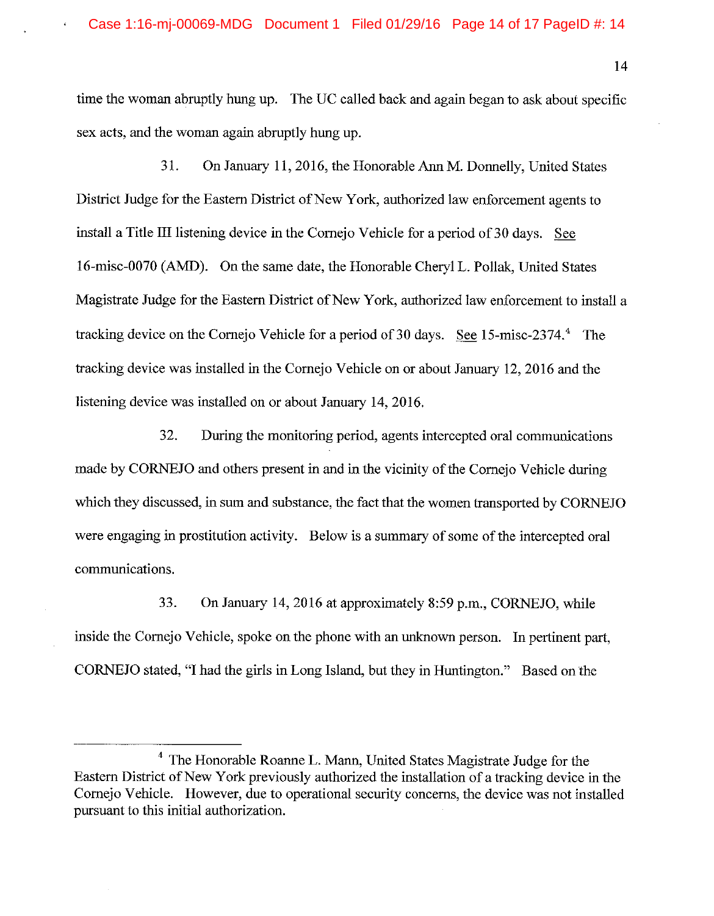time the woman abruptly hung up. The UC called back and again began to ask about specific sex acts, and the woman again abruptly hung up.

31. On January 11, 2016, the Honorable Ann M. Donnelly, United States District Judge for the Eastern District of New York, authorized law enforcement agents to install a Title III listening device in the Cornejo Vehicle for a period of 30 days. See 16-misc-0070 (AMD). On the same date, the Honorable Cheryl L. Pollak, United States Magistrate Judge for the Eastern District of New York, authorized law enforcement to install a tracking device on the Cornejo Vehicle for a period of 30 days. See 15-misc-2374.[4] The tracking device was installed in the Cornejo Vehicle on or about January 12, 2016 and the listening device was installed on or about January 14, 2016.

32. During the monitoring period, agents intercepted oral communications made by CORNEJO and others present in and in the vicinity of the Cornejo Vehicle during which they discussed, in sum and substance, the fact that the women transported by CORNEJO were engaging in prostitution activity. Below is a summary of some of the intercepted oral communications.

33. On January 14, 2016 at approximately 8:59 p.m., CORNEJO, while inside the Cornejo Vehicle, spoke on the phone with an unknown person. In pertinent part, CORNEJO stated, "I had the girls in Long Island, but they in Huntington." Based on the

---

[4] The Honorable Roanne L. Mann, United States Magistrate Judge for the Eastern District of New York previously authorized the installation of a tracking device in the Cornejo Vehicle. However, due to operational security concerns, the device was not installed pursuant to this initial authorization.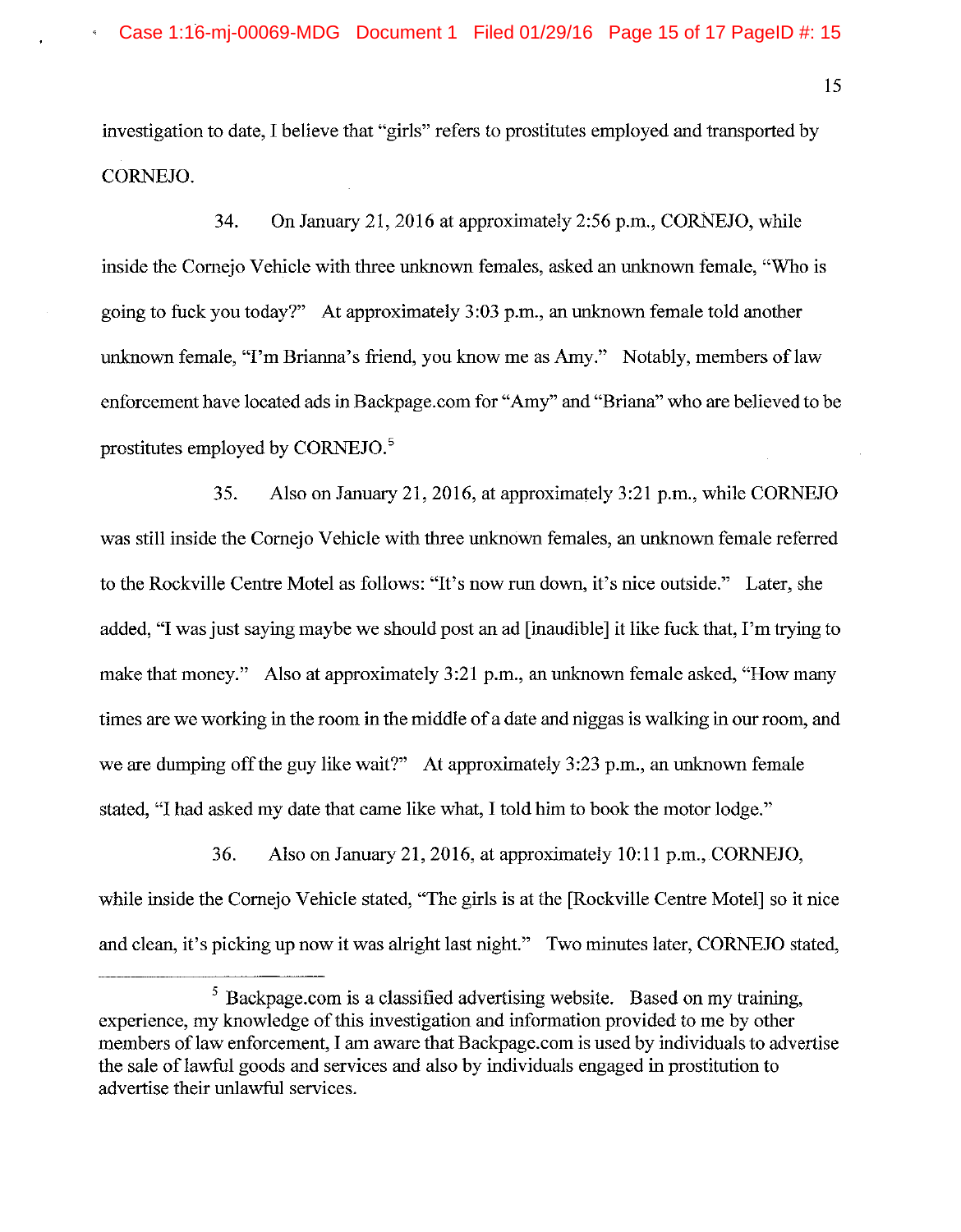investigation to date, I believe that "girls" refers to prostitutes employed and transported by CORNEJO.

34. On January 21, 2016 at approximately 2:56 p.m., CORNEJO, while inside the Cornejo Vehicle with three unknown females, asked an unknown female, "Who is going to fuck you today?" At approximately 3:03 p.m., an unknown female told another unknown female, "I'm Brianna's friend, you know me as Amy." Notably, members of law enforcement have located ads in Backpage.com for "Amy" and "Briana" who are believed to be prostitutes employed by CORNEJO.[5]

35. Also on January 21, 2016, at approximately 3:21 p.m., while CORNEJO was still inside the Cornejo Vehicle with three unknown females, an unknown female referred to the Rockville Centre Motel as follows: "It's now run down, it's nice outside." Later, she added, "I was just saying maybe we should post an ad [inaudible] it like fuck that, I'm trying to make that money." Also at approximately 3:21 p.m., an unknown female asked, "How many times are we working in the room in the middle of a date and niggas is walking in our room, and we are dumping off the guy like wait?" At approximately 3:23 p.m., an unknown female stated, "I had asked my date that came like what, I told him to book the motor lodge."

36. Also on January 21, 2016, at approximately 10:11 p.m., CORNEJO, while inside the Cornejo Vehicle stated, "The girls is at the [Rockville Centre Motel] so it nice and clean, it's picking up now it was alright last night." Two minutes later, CORNEJO stated,

---

[5] Backpage.com is a classified advertising website. Based on my training, experience, my knowledge of this investigation and information provided to me by other members of law enforcement, I am aware that Backpage.com is used by individuals to advertise the sale of lawful goods and services and also by individuals engaged in prostitution to advertise their unlawful services.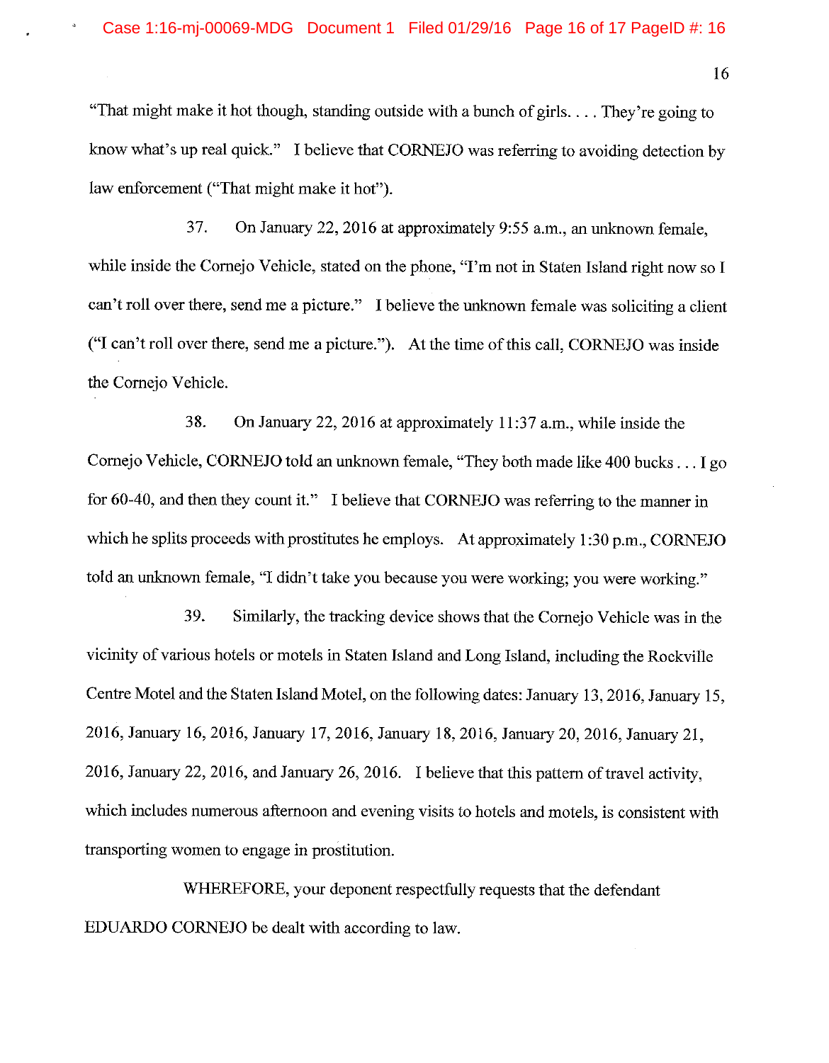"That might make it hot though, standing outside with a bunch of girls. . . . They're going to know what's up real quick." I believe that CORNEJO was referring to avoiding detection by law enforcement ("That might make it hot").

37. On January 22, 2016 at approximately 9:55 a.m., an unknown female, while inside the Cornejo Vehicle, stated on the phone, "I'm not in Staten Island right now so I can't roll over there, send me a picture." I believe the unknown female was soliciting a client ("I can't roll over there, send me a picture."). At the time of this call, CORNEJO was inside the Cornejo Vehicle.

38. On January 22, 2016 at approximately 11:37 a.m., while inside the Cornejo Vehicle, CORNEJO told an unknown female, "They both made like 400 bucks . . . I go for 60-40, and then they count it." I believe that CORNEJO was referring to the manner in which he splits proceeds with prostitutes he employs. At approximately 1:30 p.m., CORNEJO told an unknown female, "I didn't take you because you were working; you were working."

39. Similarly, the tracking device shows that the Cornejo Vehicle was in the vicinity of various hotels or motels in Staten Island and Long Island, including the Rockville Centre Motel and the Staten Island Motel, on the following dates: January 13, 2016, January 15, 2016, January 16, 2016, January 17, 2016, January 18, 2016, January 20, 2016, January 21, 2016, January 22, 2016, and January 26, 2016. I believe that this pattern of travel activity, which includes numerous afternoon and evening visits to hotels and motels, is consistent with transporting women to engage in prostitution.

WHEREFORE, your deponent respectfully requests that the defendant EDUARDO CORNEJO be dealt with according to law.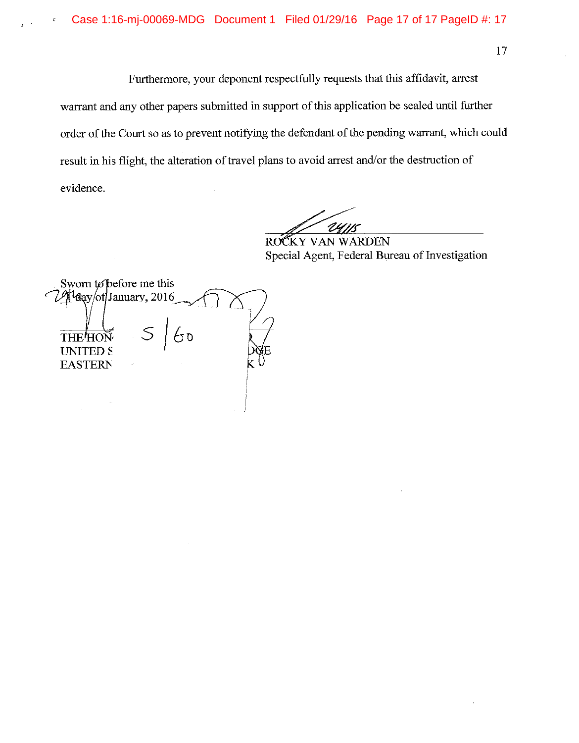Furthermore, your deponent respectfully requests that this affidavit, arrest warrant and any other papers submitted in support of this application be sealed until further order of the Court so as to prevent notifying the defendant of the pending warrant, which could result in his flight, the alteration of travel plans to avoid arrest and/or the destruction of evidence.

24/15

ROCKY VAN WARDEN
Special Agent, Federal Bureau of Investigation

Sworn to before me this
29th day of January, 2016

S / 60

THE HON
UNITED S DGE
EASTERN K